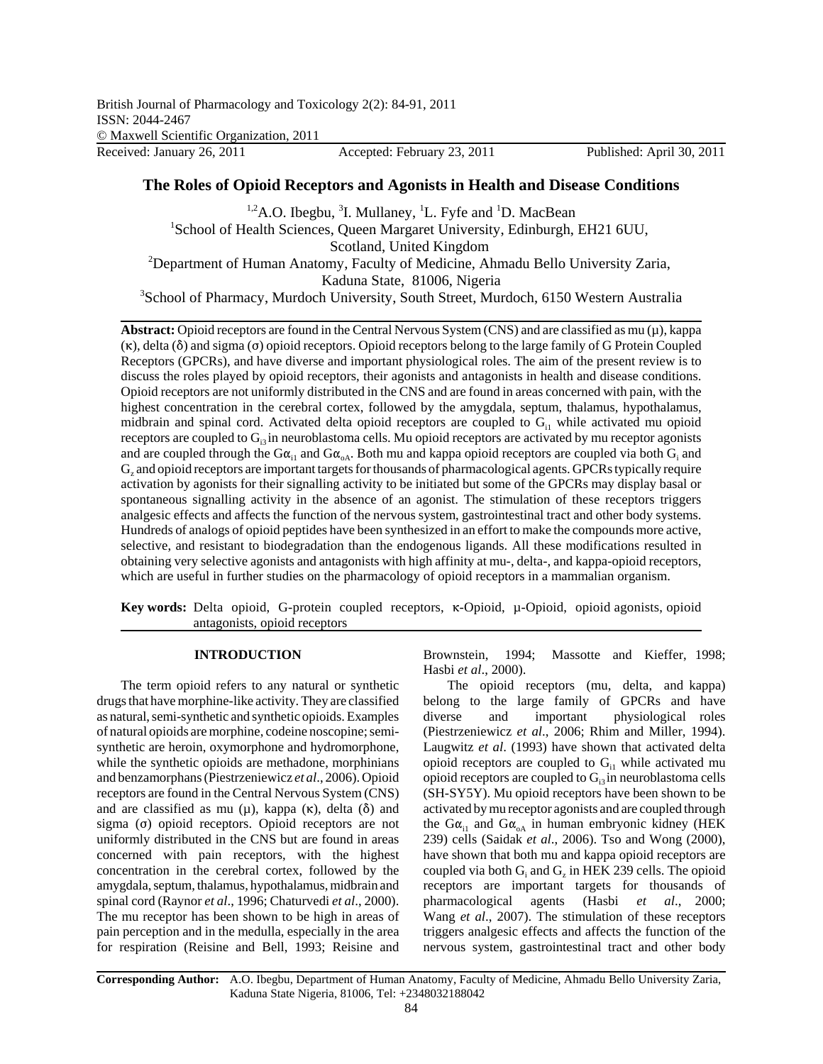British Journal of Pharmacology and Toxicology 2(2): 84-91, 2011
ISSN: 2044-2467
© Maxwell Scientific Organization, 2011
Received: January 26, 2011 Accepted: February 23, 2011 Published: April 30, 2011

# The Roles of Opioid Receptors and Agonists in Health and Disease Conditions

[1,2]A.O. Ibegbu, [3]I. Mullaney, [1]L. Fyfe and [1]D. MacBean

[1]School of Health Sciences, Queen Margaret University, Edinburgh, EH21 6UU, Scotland, United Kingdom

[2]Department of Human Anatomy, Faculty of Medicine, Ahmadu Bello University Zaria, Kaduna State, 81006, Nigeria

[3]School of Pharmacy, Murdoch University, South Street, Murdoch, 6150 Western Australia

**Abstract:** Opioid receptors are found in the Central Nervous System (CNS) and are classified as mu (μ), kappa (κ), delta (δ) and sigma (σ) opioid receptors. Opioid receptors belong to the large family of G Protein Coupled Receptors (GPCRs), and have diverse and important physiological roles. The aim of the present review is to discuss the roles played by opioid receptors, their agonists and antagonists in health and disease conditions. Opioid receptors are not uniformly distributed in the CNS and are found in areas concerned with pain, with the highest concentration in the cerebral cortex, followed by the amygdala, septum, thalamus, hypothalamus, midbrain and spinal cord. Activated delta opioid receptors are coupled to $G_{i1}$ while activated mu opioid receptors are coupled to $G_{i3}$ in neuroblastoma cells. Mu opioid receptors are activated by mu receptor agonists and are coupled through the $G\alpha_{i1}$ and $G\alpha_{oA}$. Both mu and kappa opioid receptors are coupled via both $G_i$ and $G_z$ and opioid receptors are important targets for thousands of pharmacological agents. GPCRs typically require activation by agonists for their signalling activity to be initiated but some of the GPCRs may display basal or spontaneous signalling activity in the absence of an agonist. The stimulation of these receptors triggers analgesic effects and affects the function of the nervous system, gastrointestinal tract and other body systems. Hundreds of analogs of opioid peptides have been synthesized in an effort to make the compounds more active, selective, and resistant to biodegradation than the endogenous ligands. All these modifications resulted in obtaining very selective agonists and antagonists with high affinity at mu-, delta-, and kappa-opioid receptors, which are useful in further studies on the pharmacology of opioid receptors in a mammalian organism.

**Key words:** Delta opioid, G-protein coupled receptors, κ-Opioid, μ-Opioid, opioid agonists, opioid antagonists, opioid receptors

## INTRODUCTION

The term opioid refers to any natural or synthetic drugs that have morphine-like activity. They are classified as natural, semi-synthetic and synthetic opioids. Examples of natural opioids are morphine, codeine noscopine; semi-synthetic are heroin, oxymorphone and hydromorphone, while the synthetic opioids are methadone, morphinians and benzamorphans (Piestrzeniewicz *et al*., 2006). Opioid receptors are found in the Central Nervous System (CNS) and are classified as mu (μ), kappa (κ), delta (δ) and sigma (σ) opioid receptors. Opioid receptors are not uniformly distributed in the CNS but are found in areas concerned with pain receptors, with the highest concentration in the cerebral cortex, followed by the amygdala, septum, thalamus, hypothalamus, midbrain and spinal cord (Raynor *et al*., 1996; Chaturvedi *et al*., 2000). The mu receptor has been shown to be high in areas of pain perception and in the medulla, especially in the area for respiration (Reisine and Bell, 1993; Reisine and Brownstein, 1994; Massotte and Kieffer, 1998; Hasbi *et al*., 2000).

The opioid receptors (mu, delta, and kappa) belong to the large family of GPCRs and have diverse and important physiological roles (Piestrzeniewicz *et al*., 2006; Rhim and Miller, 1994). Laugwitz *et al*. (1993) have shown that activated delta opioid receptors are coupled to $G_{i1}$ while activated mu opioid receptors are coupled to $G_{i3}$ in neuroblastoma cells (SH-SY5Y). Mu opioid receptors have been shown to be activated by mu receptor agonists and are coupled through the $G\alpha_{i1}$ and $G\alpha_{oA}$ in human embryonic kidney (HEK 239) cells (Saidak *et al*., 2006). Tso and Wong (2000), have shown that both mu and kappa opioid receptors are coupled via both $G_i$ and $G_z$ in HEK 239 cells. The opioid receptors are important targets for thousands of pharmacological agents (Hasbi *et al*., 2000; Wang *et al*., 2007). The stimulation of these receptors triggers analgesic effects and affects the function of the nervous system, gastrointestinal tract and other body

**Corresponding Author:** A.O. Ibegbu, Department of Human Anatomy, Faculty of Medicine, Ahmadu Bello University Zaria, Kaduna State Nigeria, 81006, Tel: +2348032188042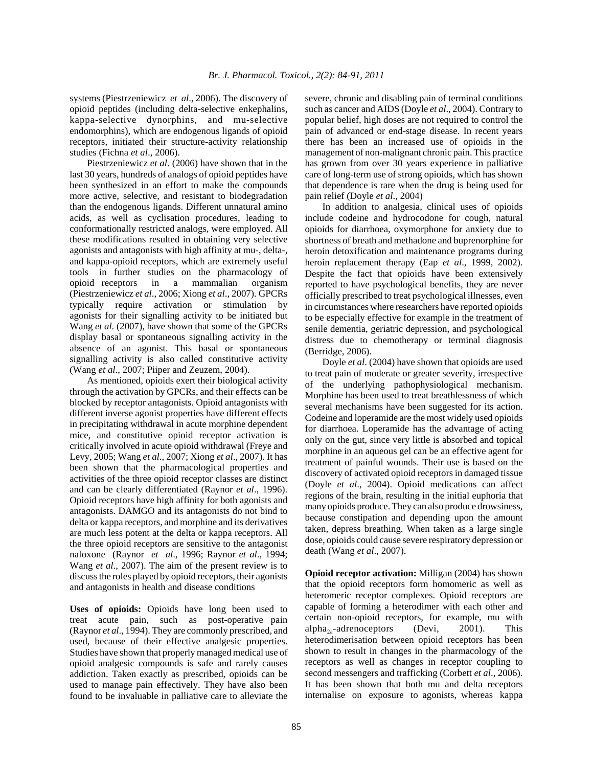systems (Piestrzeniewicz *et al*., 2006). The discovery of opioid peptides (including delta-selective enkephalins, kappa-selective dynorphins, and mu-selective endomorphins), which are endogenous ligands of opioid receptors, initiated their structure-activity relationship studies (Fichna *et al*., 2006).

Piestrzeniewicz *et al*. (2006) have shown that in the last 30 years, hundreds of analogs of opioid peptides have been synthesized in an effort to make the compounds more active, selective, and resistant to biodegradation than the endogenous ligands. Different unnatural amino acids, as well as cyclisation procedures, leading to conformationally restricted analogs, were employed. All these modifications resulted in obtaining very selective agonists and antagonists with high affinity at mu-, delta-, and kappa-opioid receptors, which are extremely useful tools in further studies on the pharmacology of opioid receptors in a mammalian organism (Piestrzeniewicz *et al*., 2006; Xiong *et al*., 2007). GPCRs typically require activation or stimulation by agonists for their signalling activity to be initiated but Wang *et al*. (2007), have shown that some of the GPCRs display basal or spontaneous signalling activity in the absence of an agonist. This basal or spontaneous signalling activity is also called constitutive activity (Wang *et al*., 2007; Piiper and Zeuzem, 2004).

As mentioned, opioids exert their biological activity through the activation by GPCRs, and their effects can be blocked by receptor antagonists. Opioid antagonists with different inverse agonist properties have different effects in precipitating withdrawal in acute morphine dependent mice, and constitutive opioid receptor activation is critically involved in acute opioid withdrawal (Freye and Levy, 2005; Wang *et al*., 2007; Xiong *et al*., 2007). It has been shown that the pharmacological properties and activities of the three opioid receptor classes are distinct and can be clearly differentiated (Raynor *et al*., 1996). Opioid receptors have high affinity for both agonists and antagonists. DAMGO and its antagonists do not bind to delta or kappa receptors, and morphine and its derivatives are much less potent at the delta or kappa receptors. All the three opioid receptors are sensitive to the antagonist naloxone (Raynor *et al*., 1996; Raynor *et al*., 1994; Wang *et al*., 2007). The aim of the present review is to discuss the roles played by opioid receptors, their agonists and antagonists in health and disease conditions

**Uses of opioids:** Opioids have long been used to treat acute pain, such as post-operative pain (Raynor *et al*., 1994). They are commonly prescribed, and used, because of their effective analgesic properties. Studies have shown that properly managed medical use of opioid analgesic compounds is safe and rarely causes addiction. Taken exactly as prescribed, opioids can be used to manage pain effectively. They have also been found to be invaluable in palliative care to alleviate the severe, chronic and disabling pain of terminal conditions such as cancer and AIDS (Doyle *et al*., 2004). Contrary to popular belief, high doses are not required to control the pain of advanced or end-stage disease. In recent years there has been an increased use of opioids in the management of non-malignant chronic pain. This practice has grown from over 30 years experience in palliative care of long-term use of strong opioids, which has shown that dependence is rare when the drug is being used for pain relief (Doyle *et al*., 2004)

In addition to analgesia, clinical uses of opioids include codeine and hydrocodone for cough, natural opioids for diarrhoea, oxymorphone for anxiety due to shortness of breath and methadone and buprenorphine for heroin detoxification and maintenance programs during heroin replacement therapy (Eap *et al*., 1999, 2002). Despite the fact that opioids have been extensively reported to have psychological benefits, they are never officially prescribed to treat psychological illnesses, even in circumstances where researchers have reported opioids to be especially effective for example in the treatment of senile dementia, geriatric depression, and psychological distress due to chemotherapy or terminal diagnosis (Berridge, 2006).

Doyle *et al*. (2004) have shown that opioids are used to treat pain of moderate or greater severity, irrespective of the underlying pathophysiological mechanism. Morphine has been used to treat breathlessness of which several mechanisms have been suggested for its action. Codeine and loperamide are the most widely used opioids for diarrhoea. Loperamide has the advantage of acting only on the gut, since very little is absorbed and topical morphine in an aqueous gel can be an effective agent for treatment of painful wounds. Their use is based on the discovery of activated opioid receptors in damaged tissue (Doyle *et al*., 2004). Opioid medications can affect regions of the brain, resulting in the initial euphoria that many opioids produce. They can also produce drowsiness, because constipation and depending upon the amount taken, depress breathing. When taken as a large single dose, opioids could cause severe respiratory depression or death (Wang *et al*., 2007).

**Opioid receptor activation:** Milligan (2004) has shown that the opioid receptors form homomeric as well as heteromeric receptor complexes. Opioid receptors are capable of forming a heterodimer with each other and certain non-opioid receptors, for example, mu with alpha$_{2a}$-adrenoceptors (Devi, 2001). This heterodimerisation between opioid receptors has been shown to result in changes in the pharmacology of the receptors as well as changes in receptor coupling to second messengers and trafficking (Corbett *et al*., 2006). It has been shown that both mu and delta receptors internalise on exposure to agonists, whereas kappa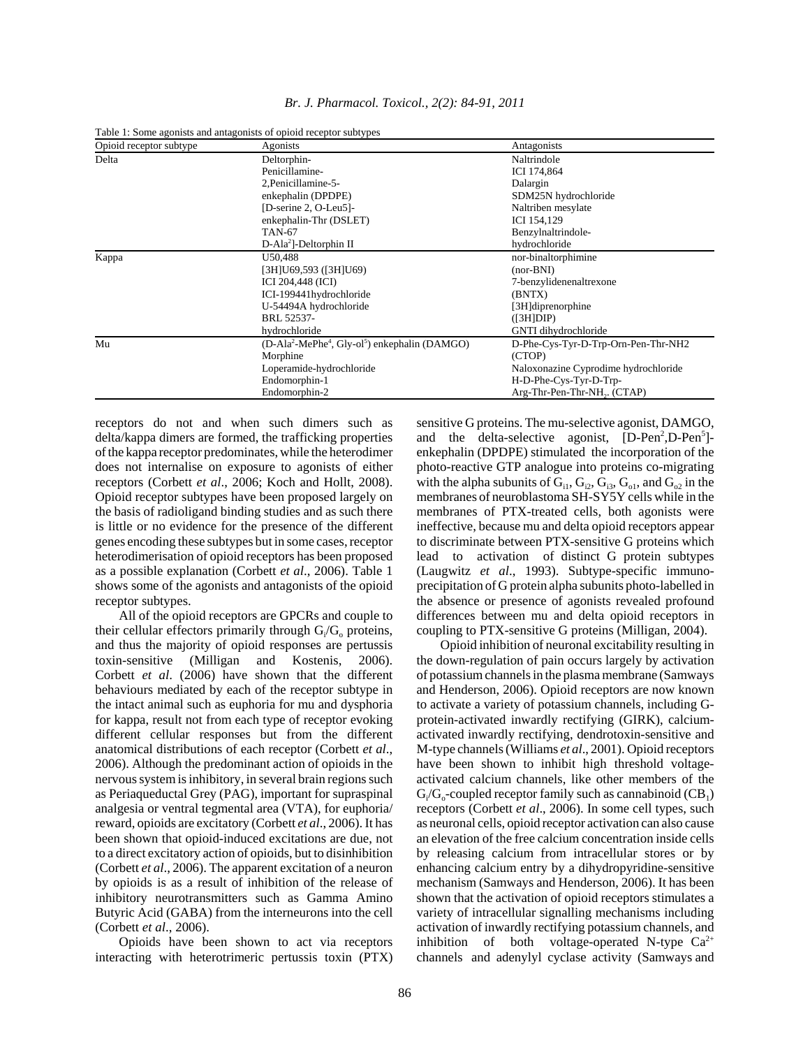Table 1: Some agonists and antagonists of opioid receptor subtypes

| Opioid receptor subtype | Agonists | Antagonists |
|---|---|---|
| Delta | Deltorphin-<br>Penicillamine-<br>2,Penicillamine-5-<br>enkephalin (DPDPE)<br>[D-serine 2, O-Leu5]-<br>enkephalin-Thr (DSLET)<br>TAN-67<br>D-Ala$^2$]-Deltorphin II | Naltrindole<br>ICI 174,864<br>Dalargin<br>SDM25N hydrochloride<br>Naltriben mesylate<br>ICI 154,129<br>Benzylnaltrindole-<br>hydrochloride |
| Kappa | U50,488<br>[3H]U69,593 ([3H]U69)<br>ICI 204,448 (ICI)<br>ICI-199441hydrochloride<br>U-54494A hydrochloride<br>BRL 52537-<br>hydrochloride | nor-binaltorphimine<br>(nor-BNI)<br>7-benzylidenenaltrexone<br>(BNTX)<br>[3H]diprenorphine<br>([3H]DIP)<br>GNTI dihydrochloride |
| Mu | (D-Ala$^2$-MePhe$^4$, Gly-ol$^5$) enkephalin (DAMGO)<br>Morphine<br>Loperamide-hydrochloride<br>Endomorphin-1<br>Endomorphin-2 | D-Phe-Cys-Tyr-D-Trp-Orn-Pen-Thr-NH2<br>(CTOP)<br>Naloxonazine Cyprodime hydrochloride<br>H-D-Phe-Cys-Tyr-D-Trp-<br>Arg-Thr-Pen-Thr-$NH_2$. (CTAP) |

receptors do not and when such dimers such as delta/kappa dimers are formed, the trafficking properties of the kappa receptor predominates, while the heterodimer does not internalise on exposure to agonists of either receptors (Corbett *et al*., 2006; Koch and Hollt, 2008). Opioid receptor subtypes have been proposed largely on the basis of radioligand binding studies and as such there is little or no evidence for the presence of the different genes encoding these subtypes but in some cases, receptor heterodimerisation of opioid receptors has been proposed as a possible explanation (Corbett *et al*., 2006). Table 1 shows some of the agonists and antagonists of the opioid receptor subtypes.

All of the opioid receptors are GPCRs and couple to their cellular effectors primarily through $G_i/G_o$ proteins, and thus the majority of opioid responses are pertussis toxin-sensitive (Milligan and Kostenis, 2006). Corbett *et al*. (2006) have shown that the different behaviours mediated by each of the receptor subtype in the intact animal such as euphoria for mu and dysphoria for kappa, result not from each type of receptor evoking different cellular responses but from the different anatomical distributions of each receptor (Corbett *et al*., 2006). Although the predominant action of opioids in the nervous system is inhibitory, in several brain regions such as Periaqueductal Grey (PAG), important for supraspinal analgesia or ventral tegmental area (VTA), for euphoria/reward, opioids are excitatory (Corbett *et al*., 2006). It has been shown that opioid-induced excitations are due, not to a direct excitatory action of opioids, but to disinhibition (Corbett *et al*., 2006). The apparent excitation of a neuron by opioids is as a result of inhibition of the release of inhibitory neurotransmitters such as Gamma Amino Butyric Acid (GABA) from the interneurons into the cell (Corbett *et al*., 2006).

Opioids have been shown to act via receptors interacting with heterotrimeric pertussis toxin (PTX) sensitive G proteins. The mu-selective agonist, DAMGO, and the delta-selective agonist, [D-Pen$^2$,D-Pen$^5$]-enkephalin (DPDPE) stimulated the incorporation of the photo-reactive GTP analogue into proteins co-migrating with the alpha subunits of $G_{i1}$, $G_{i2}$, $G_{i3}$, $G_{o1}$, and $G_{o2}$ in the membranes of neuroblastoma SH-SY5Y cells while in the membranes of PTX-treated cells, both agonists were ineffective, because mu and delta opioid receptors appear to discriminate between PTX-sensitive G proteins which lead to activation of distinct G protein subtypes (Laugwitz *et al*., 1993). Subtype-specific immuno-precipitation of G protein alpha subunits photo-labelled in the absence or presence of agonists revealed profound differences between mu and delta opioid receptors in coupling to PTX-sensitive G proteins (Milligan, 2004).

Opioid inhibition of neuronal excitability resulting in the down-regulation of pain occurs largely by activation of potassium channels in the plasma membrane (Samways and Henderson, 2006). Opioid receptors are now known to activate a variety of potassium channels, including G-protein-activated inwardly rectifying (GIRK), calcium-activated inwardly rectifying, dendrotoxin-sensitive and M-type channels (Williams *et al*., 2001). Opioid receptors have been shown to inhibit high threshold voltage-activated calcium channels, like other members of the $G_i/G_o$-coupled receptor family such as cannabinoid ($CB_1$) receptors (Corbett *et al*., 2006). In some cell types, such as neuronal cells, opioid receptor activation can also cause an elevation of the free calcium concentration inside cells by releasing calcium from intracellular stores or by enhancing calcium entry by a dihydropyridine-sensitive mechanism (Samways and Henderson, 2006). It has been shown that the activation of opioid receptors stimulates a variety of intracellular signalling mechanisms including activation of inwardly rectifying potassium channels, and inhibition of both voltage-operated N-type $Ca^{2+}$ channels and adenylyl cyclase activity (Samways and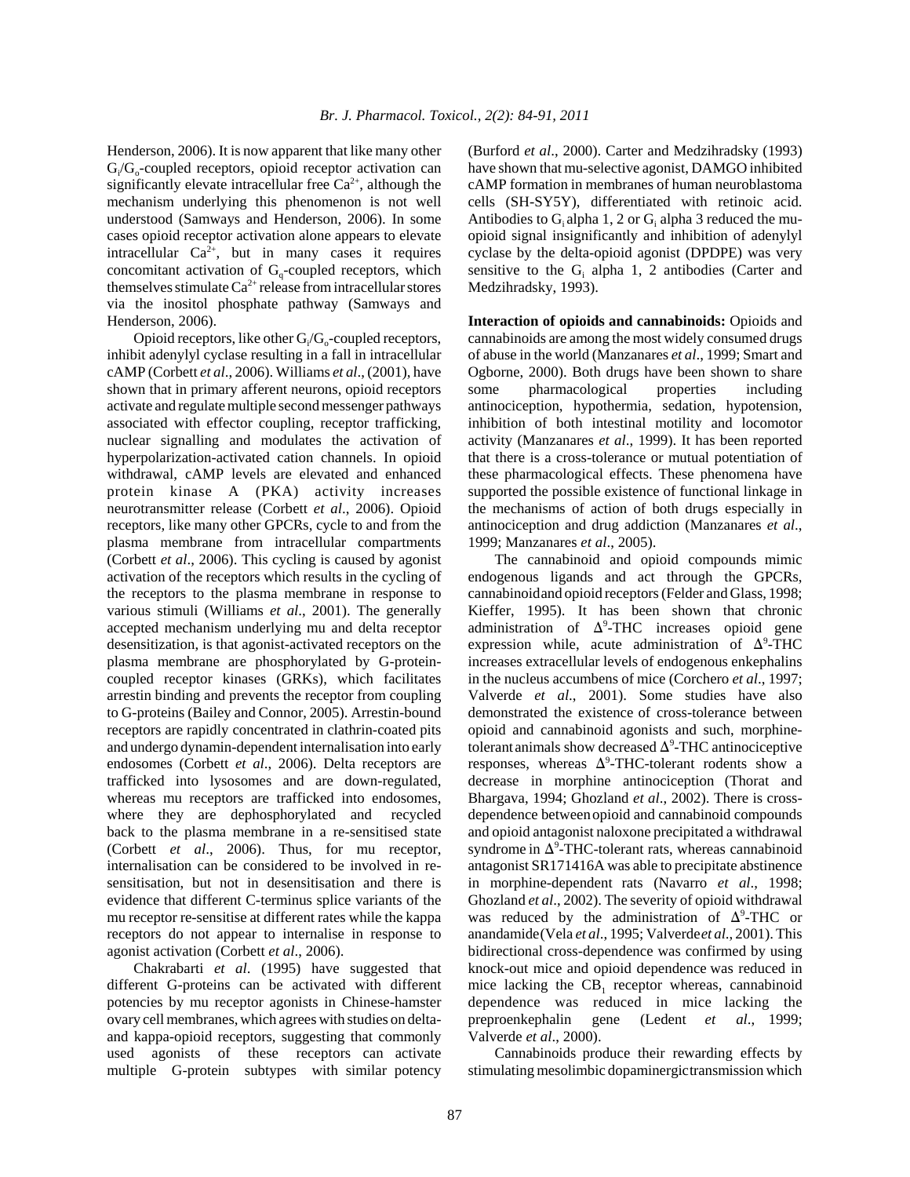Henderson, 2006). It is now apparent that like many other $G_i/G_o$-coupled receptors, opioid receptor activation can significantly elevate intracellular free $Ca^{2+}$, although the mechanism underlying this phenomenon is not well understood (Samways and Henderson, 2006). In some cases opioid receptor activation alone appears to elevate intracellular $Ca^{2+}$, but in many cases it requires concomitant activation of $G_q$-coupled receptors, which themselves stimulate $Ca^{2+}$ release from intracellular stores via the inositol phosphate pathway (Samways and Henderson, 2006).

Opioid receptors, like other $G_i/G_o$-coupled receptors, inhibit adenylyl cyclase resulting in a fall in intracellular cAMP (Corbett *et al*., 2006). Williams *et al*., (2001), have shown that in primary afferent neurons, opioid receptors activate and regulate multiple second messenger pathways associated with effector coupling, receptor trafficking, nuclear signalling and modulates the activation of hyperpolarization-activated cation channels. In opioid withdrawal, cAMP levels are elevated and enhanced protein kinase A (PKA) activity increases neurotransmitter release (Corbett *et al*., 2006). Opioid receptors, like many other GPCRs, cycle to and from the plasma membrane from intracellular compartments (Corbett *et al*., 2006). This cycling is caused by agonist activation of the receptors which results in the cycling of the receptors to the plasma membrane in response to various stimuli (Williams *et al*., 2001). The generally accepted mechanism underlying mu and delta receptor desensitization, is that agonist-activated receptors on the plasma membrane are phosphorylated by G-protein-coupled receptor kinases (GRKs), which facilitates arrestin binding and prevents the receptor from coupling to G-proteins (Bailey and Connor, 2005). Arrestin-bound receptors are rapidly concentrated in clathrin-coated pits and undergo dynamin-dependent internalisation into early endosomes (Corbett *et al*., 2006). Delta receptors are trafficked into lysosomes and are down-regulated, whereas mu receptors are trafficked into endosomes, where they are dephosphorylated and recycled back to the plasma membrane in a re-sensitised state (Corbett *et al*., 2006). Thus, for mu receptor, internalisation can be considered to be involved in re-sensitisation, but not in desensitisation and there is evidence that different C-terminus splice variants of the mu receptor re-sensitise at different rates while the kappa receptors do not appear to internalise in response to agonist activation (Corbett *et al*., 2006).

Chakrabarti *et al*. (1995) have suggested that different G-proteins can be activated with different potencies by mu receptor agonists in Chinese-hamster ovary cell membranes, which agrees with studies on delta- and kappa-opioid receptors, suggesting that commonly used agonists of these receptors can activate multiple G-protein subtypes with similar potency (Burford *et al*., 2000). Carter and Medzihradsky (1993) have shown that mu-selective agonist, DAMGO inhibited cAMP formation in membranes of human neuroblastoma cells (SH-SY5Y), differentiated with retinoic acid. Antibodies to $G_i$ alpha 1, 2 or $G_i$ alpha 3 reduced the mu-opioid signal insignificantly and inhibition of adenylyl cyclase by the delta-opioid agonist (DPDPE) was very sensitive to the $G_i$ alpha 1, 2 antibodies (Carter and Medzihradsky, 1993).

**Interaction of opioids and cannabinoids:** Opioids and cannabinoids are among the most widely consumed drugs of abuse in the world (Manzanares *et al*., 1999; Smart and Ogborne, 2000). Both drugs have been shown to share some pharmacological properties including antinociception, hypothermia, sedation, hypotension, inhibition of both intestinal motility and locomotor activity (Manzanares *et al*., 1999). It has been reported that there is a cross-tolerance or mutual potentiation of these pharmacological effects. These phenomena have supported the possible existence of functional linkage in the mechanisms of action of both drugs especially in antinociception and drug addiction (Manzanares *et al*., 1999; Manzanares *et al*., 2005).

The cannabinoid and opioid compounds mimic endogenous ligands and act through the GPCRs, cannabinoid and opioid receptors (Felder and Glass, 1998; Kieffer, 1995). It has been shown that chronic administration of $\Delta^9$-THC increases opioid gene expression while, acute administration of $\Delta^9$-THC increases extracellular levels of endogenous enkephalins in the nucleus accumbens of mice (Corchero *et al*., 1997; Valverde *et al*., 2001). Some studies have also demonstrated the existence of cross-tolerance between opioid and cannabinoid agonists and such, morphine-tolerant animals show decreased $\Delta^9$-THC antinociceptive responses, whereas $\Delta^9$-THC-tolerant rodents show a decrease in morphine antinociception (Thorat and Bhargava, 1994; Ghozland *et al*., 2002). There is cross-dependence between opioid and cannabinoid compounds and opioid antagonist naloxone precipitated a withdrawal syndrome in $\Delta^9$-THC-tolerant rats, whereas cannabinoid antagonist SR171416A was able to precipitate abstinence in morphine-dependent rats (Navarro *et al*., 1998; Ghozland *et al*., 2002). The severity of opioid withdrawal was reduced by the administration of $\Delta^9$-THC or anandamide (Vela *et al*., 1995; Valverde *et al*., 2001). This bidirectional cross-dependence was confirmed by using knock-out mice and opioid dependence was reduced in mice lacking the $CB_1$ receptor whereas, cannabinoid dependence was reduced in mice lacking the preproenkephalin gene (Ledent *et al*., 1999; Valverde *et al*., 2000).

Cannabinoids produce their rewarding effects by stimulating mesolimbic dopaminergic transmission which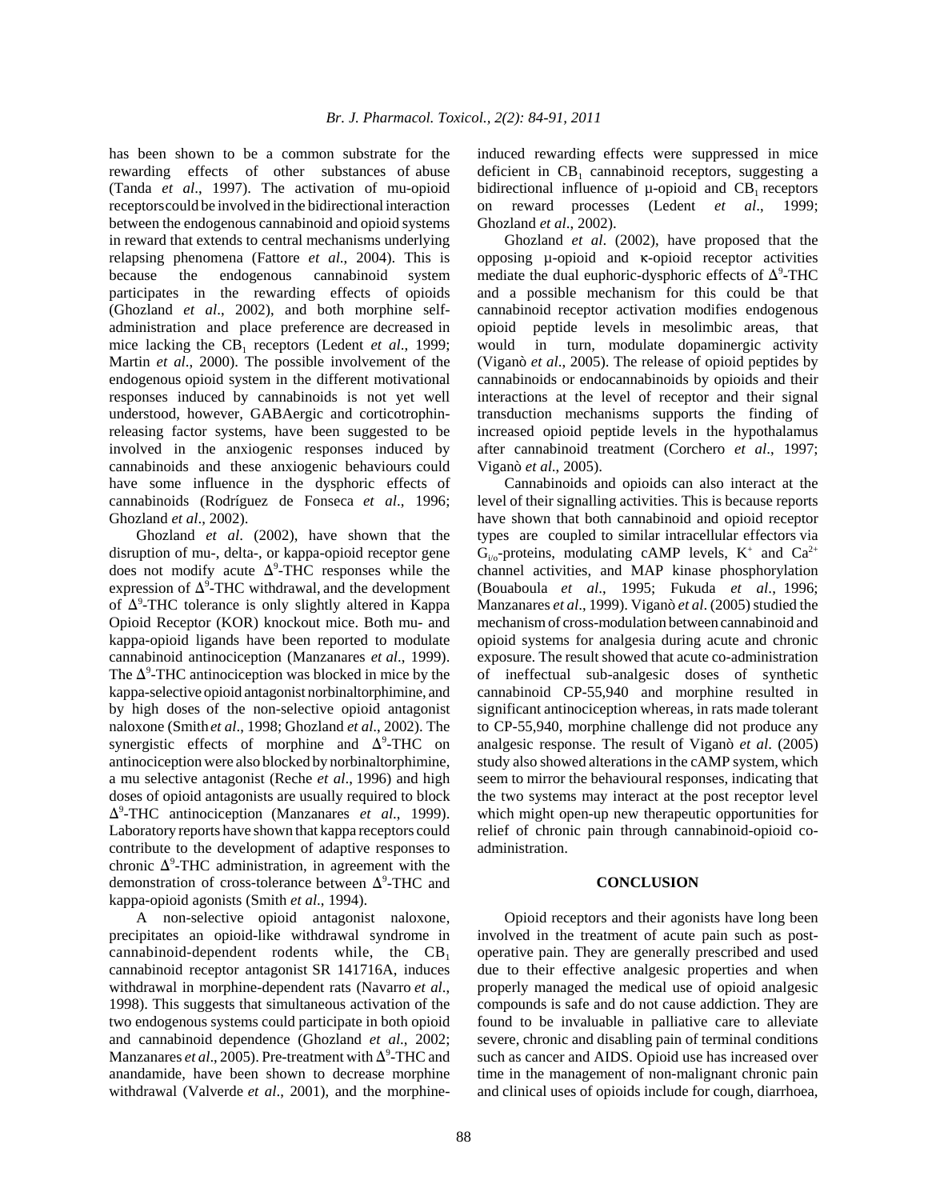has been shown to be a common substrate for the rewarding effects of other substances of abuse (Tanda *et al*., 1997). The activation of mu-opioid receptors could be involved in the bidirectional interaction between the endogenous cannabinoid and opioid systems in reward that extends to central mechanisms underlying relapsing phenomena (Fattore *et al*., 2004). This is because the endogenous cannabinoid system participates in the rewarding effects of opioids (Ghozland *et al*., 2002), and both morphine self-administration and place preference are decreased in mice lacking the $CB_1$ receptors (Ledent *et al*., 1999; Martin *et al*., 2000). The possible involvement of the endogenous opioid system in the different motivational responses induced by cannabinoids is not yet well understood, however, GABAergic and corticotrophin-releasing factor systems, have been suggested to be involved in the anxiogenic responses induced by cannabinoids and these anxiogenic behaviours could have some influence in the dysphoric effects of cannabinoids (Rodríguez de Fonseca *et al*., 1996; Ghozland *et al*., 2002).

Ghozland *et al*. (2002), have shown that the disruption of mu-, delta-, or kappa-opioid receptor gene does not modify acute $\Delta^9$-THC responses while the expression of $\Delta^9$-THC withdrawal, and the development of $\Delta^9$-THC tolerance is only slightly altered in Kappa Opioid Receptor (KOR) knockout mice. Both mu- and kappa-opioid ligands have been reported to modulate cannabinoid antinociception (Manzanares *et al*., 1999). The $\Delta^9$-THC antinociception was blocked in mice by the kappa-selective opioid antagonist norbinaltorphimine, and by high doses of the non-selective opioid antagonist naloxone (Smith *et al*., 1998; Ghozland *et al*., 2002). The synergistic effects of morphine and $\Delta^9$-THC on antinociception were also blocked by norbinaltorphimine, a mu selective antagonist (Reche *et al*., 1996) and high doses of opioid antagonists are usually required to block $\Delta^9$-THC antinociception (Manzanares *et al*., 1999). Laboratory reports have shown that kappa receptors could contribute to the development of adaptive responses to chronic $\Delta^9$-THC administration, in agreement with the demonstration of cross-tolerance between $\Delta^9$-THC and kappa-opioid agonists (Smith *et al*., 1994).

A non-selective opioid antagonist naloxone, precipitates an opioid-like withdrawal syndrome in cannabinoid-dependent rodents while, the $CB_1$ cannabinoid receptor antagonist SR 141716A, induces withdrawal in morphine-dependent rats (Navarro *et al*., 1998). This suggests that simultaneous activation of the two endogenous systems could participate in both opioid and cannabinoid dependence (Ghozland *et al*., 2002; Manzanares *et al*., 2005). Pre-treatment with $\Delta^9$-THC and anandamide, have been shown to decrease morphine withdrawal (Valverde *et al*., 2001), and the morphine-induced rewarding effects were suppressed in mice deficient in $CB_1$ cannabinoid receptors, suggesting a bidirectional influence of µ-opioid and $CB_1$ receptors on reward processes (Ledent *et al*., 1999; Ghozland *et al*., 2002).

Ghozland *et al*. (2002), have proposed that the opposing µ-opioid and κ-opioid receptor activities mediate the dual euphoric-dysphoric effects of $\Delta^9$-THC and a possible mechanism for this could be that cannabinoid receptor activation modifies endogenous opioid peptide levels in mesolimbic areas, that would in turn, modulate dopaminergic activity (Viganò *et al*., 2005). The release of opioid peptides by cannabinoids or endocannabinoids by opioids and their interactions at the level of receptor and their signal transduction mechanisms supports the finding of increased opioid peptide levels in the hypothalamus after cannabinoid treatment (Corchero *et al*., 1997; Viganò *et al*., 2005).

Cannabinoids and opioids can also interact at the level of their signalling activities. This is because reports have shown that both cannabinoid and opioid receptor types are coupled to similar intracellular effectors via $G_{i/o}$-proteins, modulating cAMP levels, $K^+$ and $Ca^{2+}$ channel activities, and MAP kinase phosphorylation (Bouaboula *et al*., 1995; Fukuda *et al*., 1996; Manzanares *et al*., 1999). Viganò *et al*. (2005) studied the mechanism of cross-modulation between cannabinoid and opioid systems for analgesia during acute and chronic exposure. The result showed that acute co-administration of ineffectual sub-analgesic doses of synthetic cannabinoid CP-55,940 and morphine resulted in significant antinociception whereas, in rats made tolerant to CP-55,940, morphine challenge did not produce any analgesic response. The result of Viganò *et al*. (2005) study also showed alterations in the cAMP system, which seem to mirror the behavioural responses, indicating that the two systems may interact at the post receptor level which might open-up new therapeutic opportunities for relief of chronic pain through cannabinoid-opioid co-administration.

## CONCLUSION

Opioid receptors and their agonists have long been involved in the treatment of acute pain such as post-operative pain. They are generally prescribed and used due to their effective analgesic properties and when properly managed the medical use of opioid analgesic compounds is safe and do not cause addiction. They are found to be invaluable in palliative care to alleviate severe, chronic and disabling pain of terminal conditions such as cancer and AIDS. Opioid use has increased over time in the management of non-malignant chronic pain and clinical uses of opioids include for cough, diarrhoea,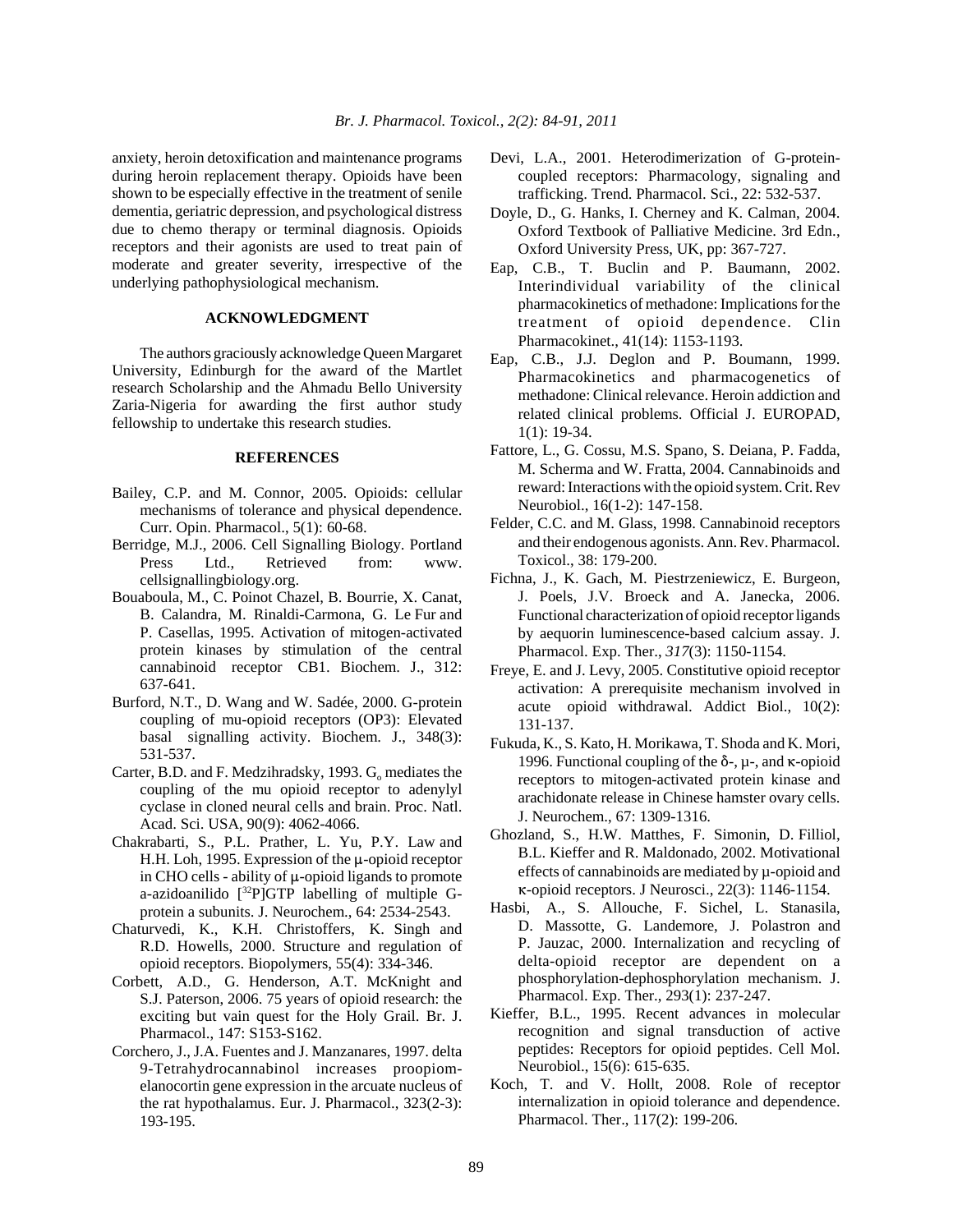anxiety, heroin detoxification and maintenance programs during heroin replacement therapy. Opioids have been shown to be especially effective in the treatment of senile dementia, geriatric depression, and psychological distress due to chemo therapy or terminal diagnosis. Opioids receptors and their agonists are used to treat pain of moderate and greater severity, irrespective of the underlying pathophysiological mechanism.

## ACKNOWLEDGMENT

The authors graciously acknowledge Queen Margaret University, Edinburgh for the award of the Martlet research Scholarship and the Ahmadu Bello University Zaria-Nigeria for awarding the first author study fellowship to undertake this research studies.

## REFERENCES

Bailey, C.P. and M. Connor, 2005. Opioids: cellular mechanisms of tolerance and physical dependence. Curr. Opin. Pharmacol., 5(1): 60-68.

Berridge, M.J., 2006. Cell Signalling Biology. Portland Press Ltd., Retrieved from: www.cellsignallingbiology.org.

Bouaboula, M., C. Poinot Chazel, B. Bourrie, X. Canat, B. Calandra, M. Rinaldi-Carmona, G. Le Fur and P. Casellas, 1995. Activation of mitogen-activated protein kinases by stimulation of the central cannabinoid receptor CB1. Biochem. J., 312: 637-641.

Burford, N.T., D. Wang and W. Sadée, 2000. G-protein coupling of mu-opioid receptors (OP3): Elevated basal signalling activity. Biochem. J., 348(3): 531-537.

Carter, B.D. and F. Medzihradsky, 1993. $G_o$ mediates the coupling of the mu opioid receptor to adenylyl cyclase in cloned neural cells and brain. Proc. Natl. Acad. Sci. USA, 90(9): 4062-4066.

Chakrabarti, S., P.L. Prather, L. Yu, P.Y. Law and H.H. Loh, 1995. Expression of the μ-opioid receptor in CHO cells - ability of μ-opioid ligands to promote a-azidoanilido [$^{32}$P]GTP labelling of multiple G-protein a subunits. J. Neurochem., 64: 2534-2543.

Chaturvedi, K., K.H. Christoffers, K. Singh and R.D. Howells, 2000. Structure and regulation of opioid receptors. Biopolymers, 55(4): 334-346.

Corbett, A.D., G. Henderson, A.T. McKnight and S.J. Paterson, 2006. 75 years of opioid research: the exciting but vain quest for the Holy Grail. Br. J. Pharmacol., 147: S153-S162.

Corchero, J., J.A. Fuentes and J. Manzanares, 1997. delta 9-Tetrahydrocannabinol increases proopiomelanocortin gene expression in the arcuate nucleus of the rat hypothalamus. Eur. J. Pharmacol., 323(2-3): 193-195.

Devi, L.A., 2001. Heterodimerization of G-protein-coupled receptors: Pharmacology, signaling and trafficking. Trend. Pharmacol. Sci., 22: 532-537.

Doyle, D., G. Hanks, I. Cherney and K. Calman, 2004. Oxford Textbook of Palliative Medicine. 3rd Edn., Oxford University Press, UK, pp: 367-727.

Eap, C.B., T. Buclin and P. Baumann, 2002. Interindividual variability of the clinical pharmacokinetics of methadone: Implications for the treatment of opioid dependence. Clin Pharmacokinet., 41(14): 1153-1193.

Eap, C.B., J.J. Deglon and P. Boumann, 1999. Pharmacokinetics and pharmacogenetics of methadone: Clinical relevance. Heroin addiction and related clinical problems. Official J. EUROPAD, 1(1): 19-34.

Fattore, L., G. Cossu, M.S. Spano, S. Deiana, P. Fadda, M. Scherma and W. Fratta, 2004. Cannabinoids and reward: Interactions with the opioid system. Crit. Rev Neurobiol., 16(1-2): 147-158.

Felder, C.C. and M. Glass, 1998. Cannabinoid receptors and their endogenous agonists. Ann. Rev. Pharmacol. Toxicol., 38: 179-200.

Fichna, J., K. Gach, M. Piestrzeniewicz, E. Burgeon, J. Poels, J.V. Broeck and A. Janecka, 2006. Functional characterization of opioid receptor ligands by aequorin luminescence-based calcium assay. J. Pharmacol. Exp. Ther., *317*(3): 1150-1154.

Freye, E. and J. Levy, 2005. Constitutive opioid receptor activation: A prerequisite mechanism involved in acute opioid withdrawal. Addict Biol., 10(2): 131-137.

Fukuda, K., S. Kato, H. Morikawa, T. Shoda and K. Mori, 1996. Functional coupling of the δ-, μ-, and κ-opioid receptors to mitogen-activated protein kinase and arachidonate release in Chinese hamster ovary cells. J. Neurochem., 67: 1309-1316.

Ghozland, S., H.W. Matthes, F. Simonin, D. Filliol, B.L. Kieffer and R. Maldonado, 2002. Motivational effects of cannabinoids are mediated by μ-opioid and κ-opioid receptors. J Neurosci., 22(3): 1146-1154.

Hasbi, A., S. Allouche, F. Sichel, L. Stanasila, D. Massotte, G. Landemore, J. Polastron and P. Jauzac, 2000. Internalization and recycling of delta-opioid receptor are dependent on a phosphorylation-dephosphorylation mechanism. J. Pharmacol. Exp. Ther., 293(1): 237-247.

Kieffer, B.L., 1995. Recent advances in molecular recognition and signal transduction of active peptides: Receptors for opioid peptides. Cell Mol. Neurobiol., 15(6): 615-635.

Koch, T. and V. Hollt, 2008. Role of receptor internalization in opioid tolerance and dependence. Pharmacol. Ther., 117(2): 199-206.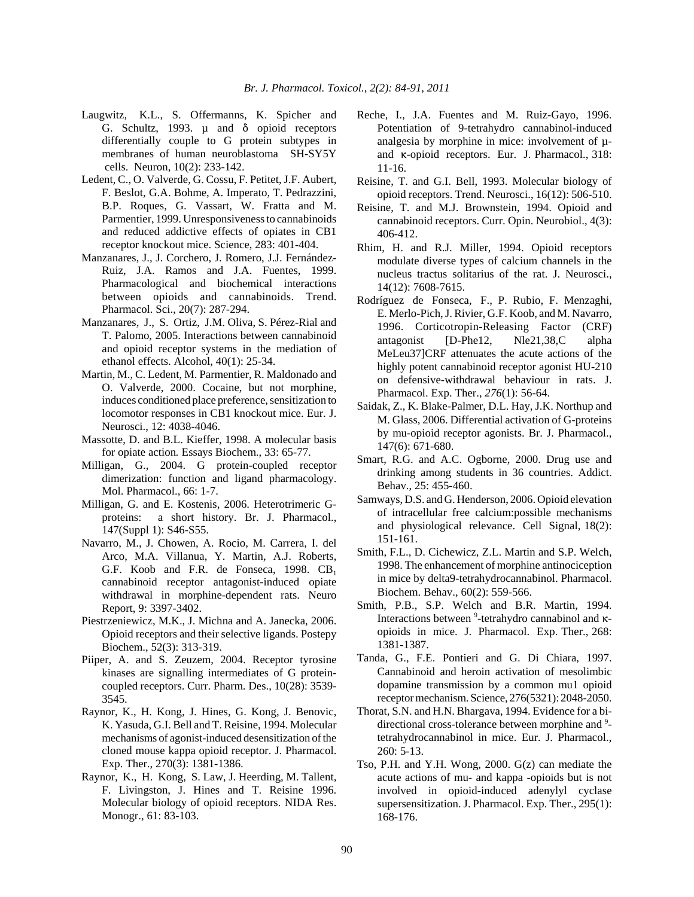Laugwitz, K.L., S. Offermanns, K. Spicher and G. Schultz, 1993. μ and δ opioid receptors differentially couple to G protein subtypes in membranes of human neuroblastoma SH-SY5Y cells. Neuron, 10(2): 233-142.

Ledent, C., O. Valverde, G. Cossu, F. Petitet, J.F. Aubert, F. Beslot, G.A. Bohme, A. Imperato, T. Pedrazzini, B.P. Roques, G. Vassart, W. Fratta and M. Parmentier, 1999. Unresponsiveness to cannabinoids and reduced addictive effects of opiates in CB1 receptor knockout mice. Science, 283: 401-404.

Manzanares, J., J. Corchero, J. Romero, J.J. Fernández-Ruiz, J.A. Ramos and J.A. Fuentes, 1999. Pharmacological and biochemical interactions between opioids and cannabinoids. Trend. Pharmacol. Sci., 20(7): 287-294.

Manzanares, J., S. Ortiz, J.M. Oliva, S. Pérez-Rial and T. Palomo, 2005. Interactions between cannabinoid and opioid receptor systems in the mediation of ethanol effects. Alcohol, 40(1): 25-34.

Martin, M., C. Ledent, M. Parmentier, R. Maldonado and O. Valverde, 2000. Cocaine, but not morphine, induces conditioned place preference, sensitization to locomotor responses in CB1 knockout mice. Eur. J. Neurosci., 12: 4038-4046.

Massotte, D. and B.L. Kieffer, 1998. A molecular basis for opiate action*.* Essays Biochem., 33: 65-77.

Milligan, G., 2004. G protein-coupled receptor dimerization: function and ligand pharmacology. Mol. Pharmacol., 66: 1-7.

Milligan, G. and E. Kostenis, 2006. Heterotrimeric G-proteins: a short history. Br. J. Pharmacol., 147(Suppl 1): S46-S55.

Navarro, M., J. Chowen, A. Rocio, M. Carrera, I. del Arco, M.A. Villanua, Y. Martin, A.J. Roberts, G.F. Koob and F.R. de Fonseca, 1998. $CB_1$ cannabinoid receptor antagonist-induced opiate withdrawal in morphine-dependent rats. Neuro Report, 9: 3397-3402.

Piestrzeniewicz, M.K., J. Michna and A. Janecka, 2006. Opioid receptors and their selective ligands. Postepy Biochem., 52(3): 313-319.

Piiper, A. and S. Zeuzem, 2004. Receptor tyrosine kinases are signalling intermediates of G protein-coupled receptors. Curr. Pharm. Des., 10(28): 3539-3545.

Raynor, K., H. Kong, J. Hines, G. Kong, J. Benovic, K. Yasuda, G.I. Bell and T. Reisine, 1994. Molecular mechanisms of agonist-induced desensitization of the cloned mouse kappa opioid receptor. J. Pharmacol. Exp. Ther., 270(3): 1381-1386.

Raynor, K., H. Kong, S. Law, J. Heerding, M. Tallent, F. Livingston, J. Hines and T. Reisine 1996. Molecular biology of opioid receptors. NIDA Res. Monogr., 61: 83-103.

Reche, I., J.A. Fuentes and M. Ruiz-Gayo, 1996. Potentiation of 9-tetrahydro cannabinol-induced analgesia by morphine in mice: involvement of μ- and κ-opioid receptors. Eur. J. Pharmacol., 318: 11-16.

Reisine, T. and G.I. Bell, 1993. Molecular biology of opioid receptors. Trend. Neurosci., 16(12): 506-510.

Reisine, T. and M.J. Brownstein, 1994. Opioid and cannabinoid receptors. Curr. Opin. Neurobiol., 4(3): 406-412.

Rhim, H. and R.J. Miller, 1994. Opioid receptors modulate diverse types of calcium channels in the nucleus tractus solitarius of the rat. J. Neurosci., 14(12): 7608-7615.

Rodríguez de Fonseca, F., P. Rubio, F. Menzaghi, E. Merlo-Pich, J. Rivier, G.F. Koob, and M. Navarro, 1996. Corticotropin-Releasing Factor (CRF) antagonist [D-Phe12, Nle21,38,C alpha MeLeu37]CRF attenuates the acute actions of the highly potent cannabinoid receptor agonist HU-210 on defensive-withdrawal behaviour in rats. J. Pharmacol. Exp. Ther., *276*(1): 56-64.

Saidak, Z., K. Blake-Palmer, D.L. Hay, J.K. Northup and M. Glass, 2006. Differential activation of G-proteins by mu-opioid receptor agonists. Br. J. Pharmacol., 147(6): 671-680.

Smart, R.G. and A.C. Ogborne, 2000. Drug use and drinking among students in 36 countries. Addict. Behav., 25: 455-460.

Samways, D.S. and G. Henderson, 2006. Opioid elevation of intracellular free calcium:possible mechanisms and physiological relevance. Cell Signal, 18(2): 151-161.

Smith, F.L., D. Cichewicz, Z.L. Martin and S.P. Welch, 1998. The enhancement of morphine antinociception in mice by delta9-tetrahydrocannabinol. Pharmacol. Biochem. Behav., 60(2): 559-566.

Smith, P.B., S.P. Welch and B.R. Martin, 1994. Interactions between $^{9}$-tetrahydro cannabinol and κ-opioids in mice. J. Pharmacol. Exp. Ther., 268: 1381-1387.

Tanda, G., F.E. Pontieri and G. Di Chiara, 1997. Cannabinoid and heroin activation of mesolimbic dopamine transmission by a common mu1 opioid receptor mechanism. Science, 276(5321): 2048-2050.

Thorat, S.N. and H.N. Bhargava, 1994. Evidence for a bi-directional cross-tolerance between morphine and $^{9}$-tetrahydrocannabinol in mice. Eur. J. Pharmacol., 260: 5-13.

Tso, P.H. and Y.H. Wong, 2000. G(z) can mediate the acute actions of mu- and kappa -opioids but is not involved in opioid-induced adenylyl cyclase supersensitization. J. Pharmacol. Exp. Ther., 295(1): 168-176.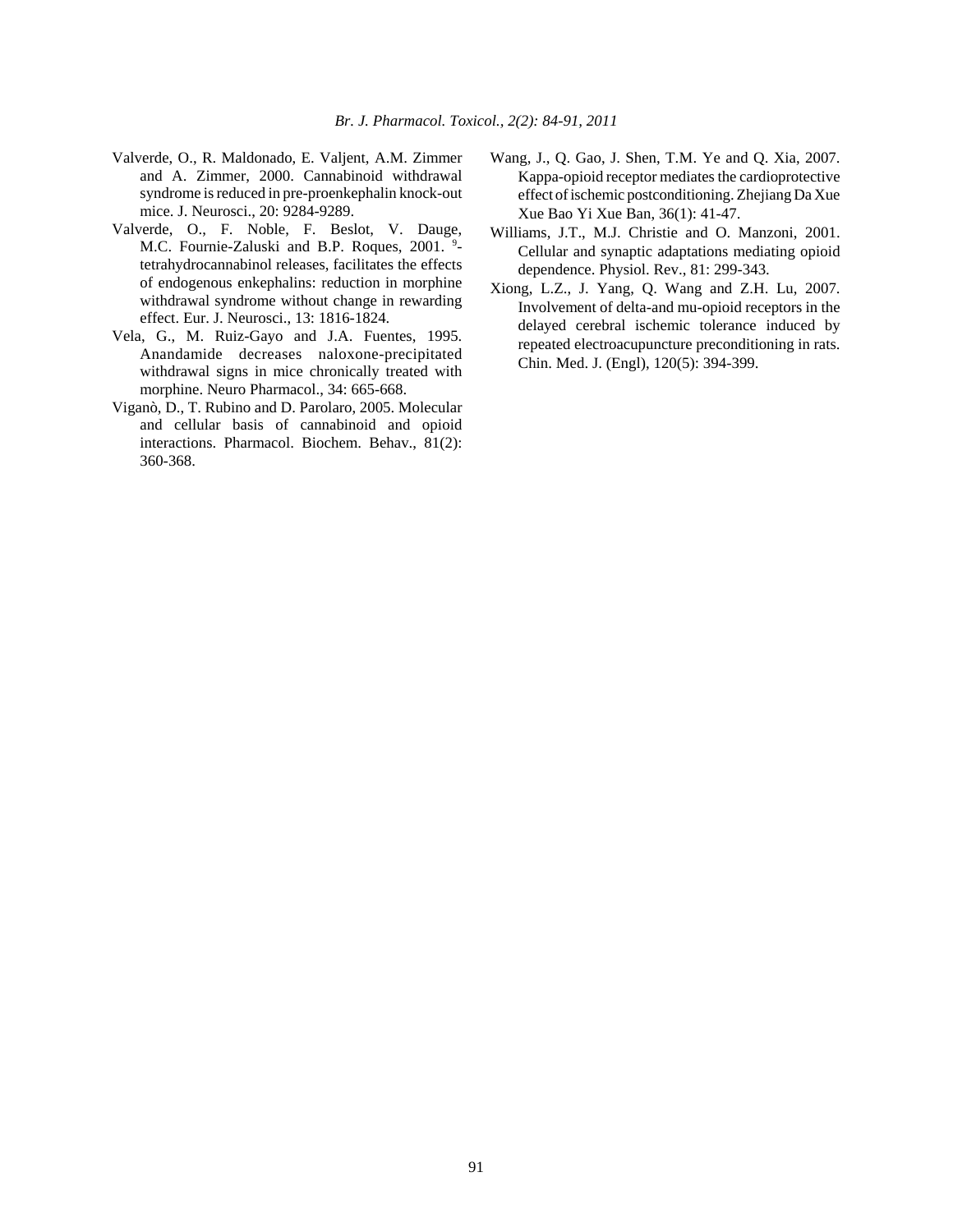Valverde, O., R. Maldonado, E. Valjent, A.M. Zimmer and A. Zimmer, 2000. Cannabinoid withdrawal syndrome is reduced in pre-proenkephalin knock-out mice. J. Neurosci., 20: 9284-9289.

Valverde, O., F. Noble, F. Beslot, V. Dauge, M.C. Fournie-Zaluski and B.P. Roques, 2001. [9]-tetrahydrocannabinol releases, facilitates the effects of endogenous enkephalins: reduction in morphine withdrawal syndrome without change in rewarding effect. Eur. J. Neurosci., 13: 1816-1824.

Vela, G., M. Ruiz-Gayo and J.A. Fuentes, 1995. Anandamide decreases naloxone-precipitated withdrawal signs in mice chronically treated with morphine. Neuro Pharmacol., 34: 665-668.

Viganò, D., T. Rubino and D. Parolaro, 2005. Molecular and cellular basis of cannabinoid and opioid interactions. Pharmacol. Biochem. Behav., 81(2): 360-368.

Wang, J., Q. Gao, J. Shen, T.M. Ye and Q. Xia, 2007. Kappa-opioid receptor mediates the cardioprotective effect of ischemic postconditioning. Zhejiang Da Xue Xue Bao Yi Xue Ban, 36(1): 41-47.

Williams, J.T., M.J. Christie and O. Manzoni, 2001. Cellular and synaptic adaptations mediating opioid dependence. Physiol. Rev., 81: 299-343.

Xiong, L.Z., J. Yang, Q. Wang and Z.H. Lu, 2007. Involvement of delta-and mu-opioid receptors in the delayed cerebral ischemic tolerance induced by repeated electroacupuncture preconditioning in rats. Chin. Med. J. (Engl), 120(5): 394-399.